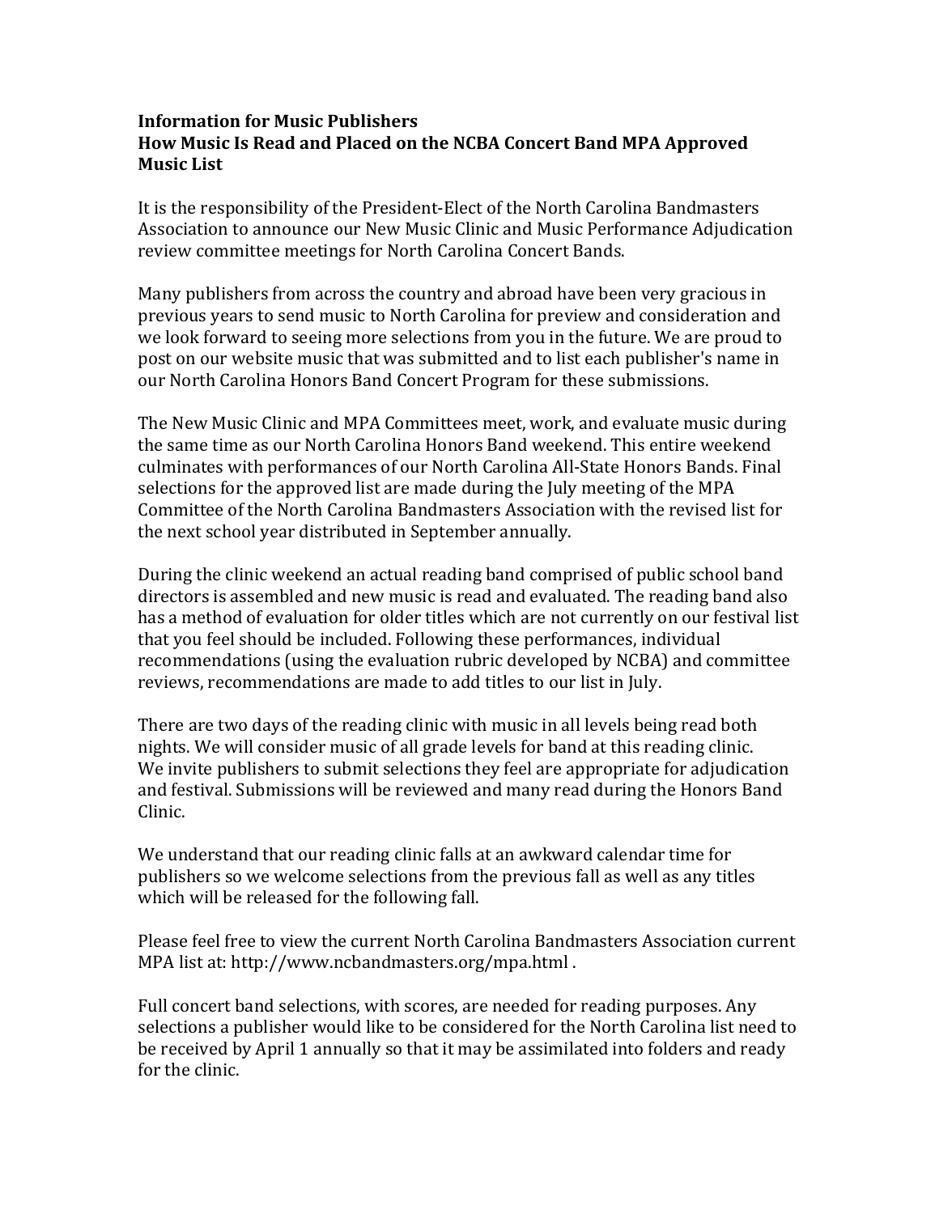**Information for Music Publishers**
**How Music Is Read and Placed on the NCBA Concert Band MPA Approved Music List**

It is the responsibility of the President-Elect of the North Carolina Bandmasters Association to announce our New Music Clinic and Music Performance Adjudication review committee meetings for North Carolina Concert Bands.

Many publishers from across the country and abroad have been very gracious in previous years to send music to North Carolina for preview and consideration and we look forward to seeing more selections from you in the future. We are proud to post on our website music that was submitted and to list each publisher's name in our North Carolina Honors Band Concert Program for these submissions.

The New Music Clinic and MPA Committees meet, work, and evaluate music during the same time as our North Carolina Honors Band weekend. This entire weekend culminates with performances of our North Carolina All-State Honors Bands. Final selections for the approved list are made during the July meeting of the MPA Committee of the North Carolina Bandmasters Association with the revised list for the next school year distributed in September annually.

During the clinic weekend an actual reading band comprised of public school band directors is assembled and new music is read and evaluated. The reading band also has a method of evaluation for older titles which are not currently on our festival list that you feel should be included. Following these performances, individual recommendations (using the evaluation rubric developed by NCBA) and committee reviews, recommendations are made to add titles to our list in July.

There are two days of the reading clinic with music in all levels being read both nights. We will consider music of all grade levels for band at this reading clinic. We invite publishers to submit selections they feel are appropriate for adjudication and festival. Submissions will be reviewed and many read during the Honors Band Clinic.

We understand that our reading clinic falls at an awkward calendar time for publishers so we welcome selections from the previous fall as well as any titles which will be released for the following fall.

Please feel free to view the current North Carolina Bandmasters Association current MPA list at: http://www.ncbandmasters.org/mpa.html .

Full concert band selections, with scores, are needed for reading purposes. Any selections a publisher would like to be considered for the North Carolina list need to be received by April 1 annually so that it may be assimilated into folders and ready for the clinic.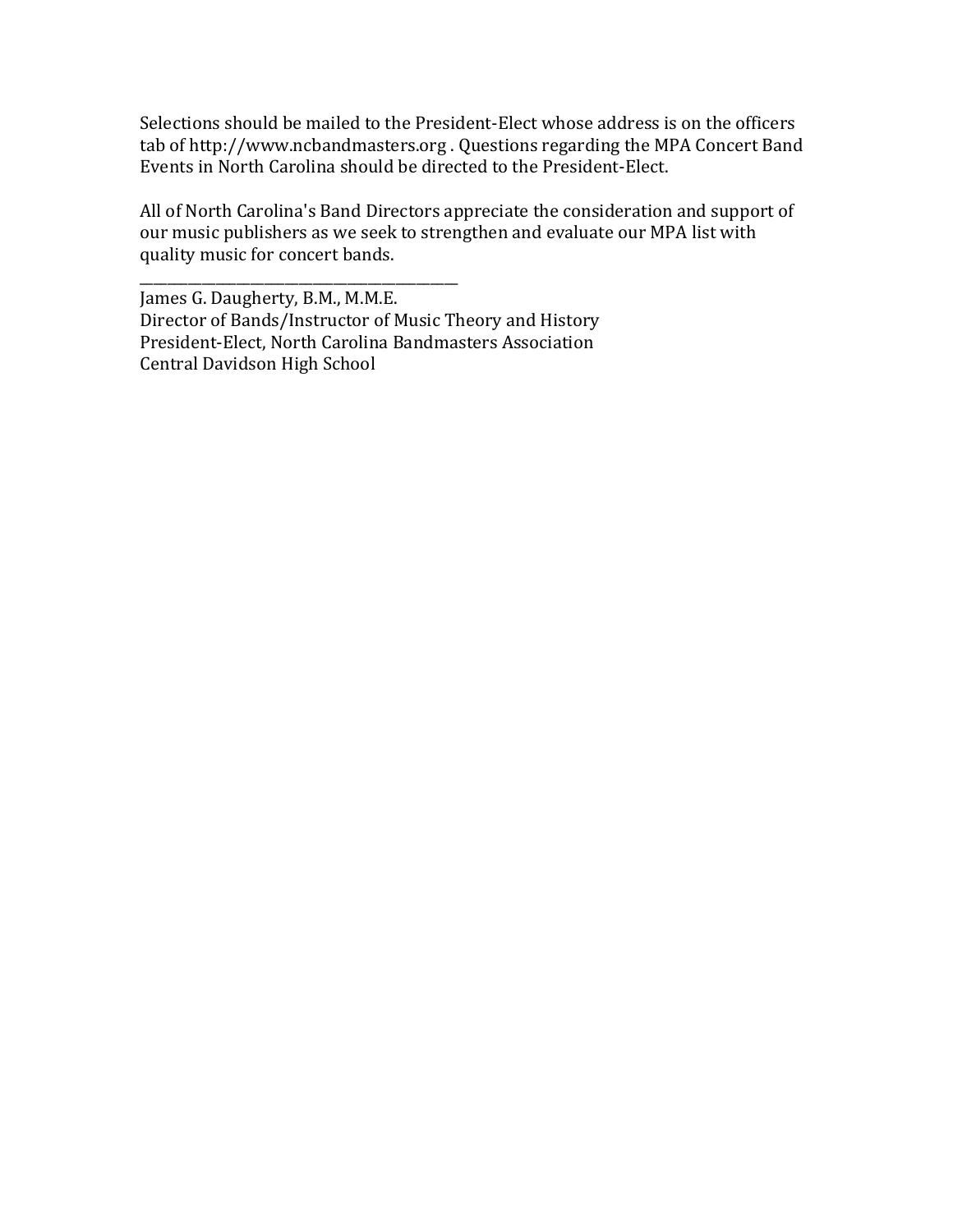Selections should be mailed to the President-Elect whose address is on the officers tab of http://www.ncbandmasters.org . Questions regarding the MPA Concert Band Events in North Carolina should be directed to the President-Elect.

All of North Carolina's Band Directors appreciate the consideration and support of our music publishers as we seek to strengthen and evaluate our MPA list with quality music for concert bands.

\_\_\_\_\_\_\_\_\_\_\_\_\_\_\_\_\_\_\_\_\_\_\_\_\_\_\_\_\_\_\_\_\_\_\_\_\_\_\_\_

James G. Daugherty, B.M., M.M.E.  
Director of Bands/Instructor of Music Theory and History  
President-Elect, North Carolina Bandmasters Association  
Central Davidson High School